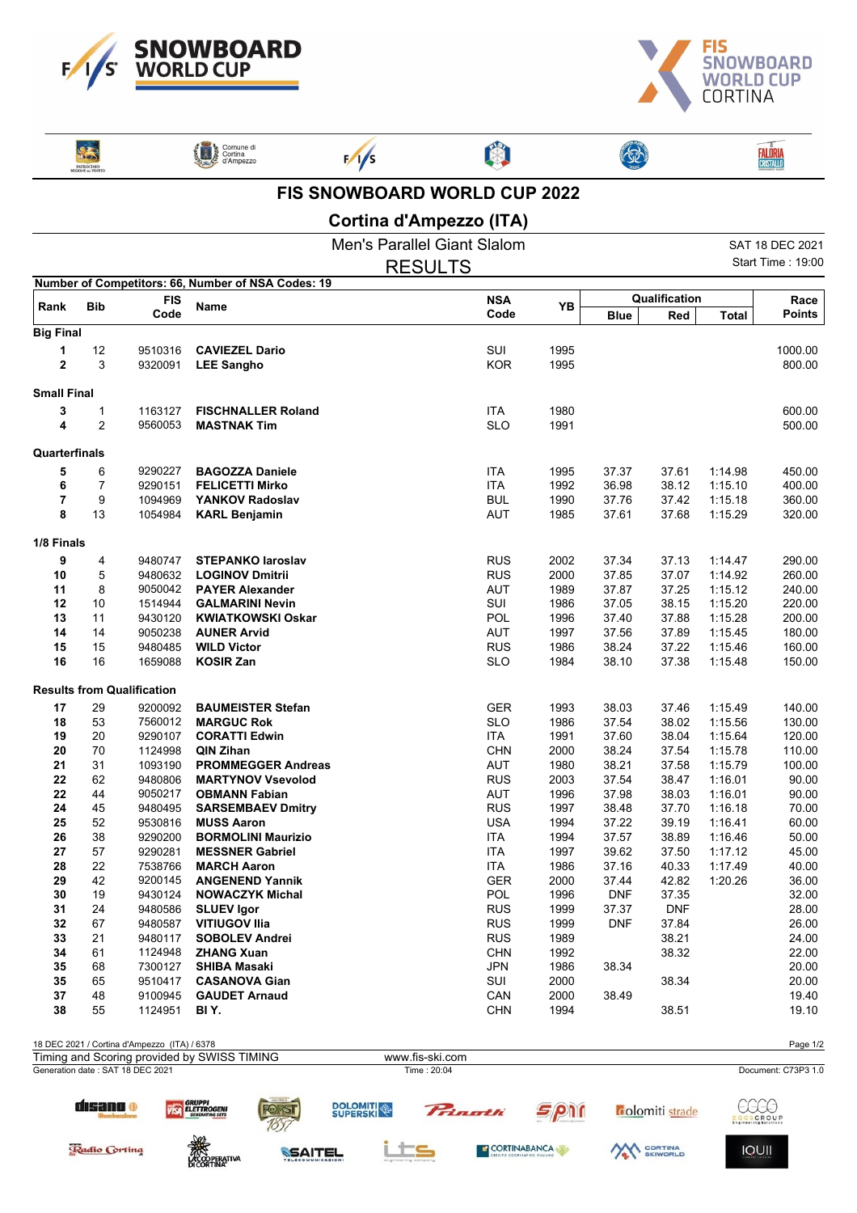# FIS SNOWBOARD WORLD CUP 2022

## Cortina d'Ampezzo (ITA)

### Men's Parallel Giant Slalom

### RESULTS

SAT 18 DEC 2021

Start Time : 19:00

**Number of Competitors: 66, Number of NSA Codes: 19**

| Rank | Bib | FIS Code | Name | NSA Code | YB | Qualification | | | Race Points |
|---|---|---|---|---|---|---|---|---|---|
| | | | | | | Blue | Red | Total | |
| **Big Final** | | | | | | | | | |
| 1 | 12 | 9510316 | **CAVIEZEL Dario** | SUI | 1995 | | | | 1000.00 |
| 2 | 3 | 9320091 | **LEE Sangho** | KOR | 1995 | | | | 800.00 |
| **Small Final** | | | | | | | | | |
| 3 | 1 | 1163127 | **FISCHNALLER Roland** | ITA | 1980 | | | | 600.00 |
| 4 | 2 | 9560053 | **MASTNAK Tim** | SLO | 1991 | | | | 500.00 |
| **Quarterfinals** | | | | | | | | | |
| 5 | 6 | 9290227 | **BAGOZZA Daniele** | ITA | 1995 | 37.37 | 37.61 | 1:14.98 | 450.00 |
| 6 | 7 | 9290151 | **FELICETTI Mirko** | ITA | 1992 | 36.98 | 38.12 | 1:15.10 | 400.00 |
| 7 | 9 | 1094969 | **YANKOV Radoslav** | BUL | 1990 | 37.76 | 37.42 | 1:15.18 | 360.00 |
| 8 | 13 | 1054984 | **KARL Benjamin** | AUT | 1985 | 37.61 | 37.68 | 1:15.29 | 320.00 |
| **1/8 Finals** | | | | | | | | | |
| 9 | 4 | 9480747 | **STEPANKO Iaroslav** | RUS | 2002 | 37.34 | 37.13 | 1:14.47 | 290.00 |
| 10 | 5 | 9480632 | **LOGINOV Dmitrii** | RUS | 2000 | 37.85 | 37.07 | 1:14.92 | 260.00 |
| 11 | 8 | 9050042 | **PAYER Alexander** | AUT | 1989 | 37.87 | 37.25 | 1:15.12 | 240.00 |
| 12 | 10 | 1514944 | **GALMARINI Nevin** | SUI | 1986 | 37.05 | 38.15 | 1:15.20 | 220.00 |
| 13 | 11 | 9430120 | **KWIATKOWSKI Oskar** | POL | 1996 | 37.40 | 37.88 | 1:15.28 | 200.00 |
| 14 | 14 | 9050238 | **AUNER Arvid** | AUT | 1997 | 37.56 | 37.89 | 1:15.45 | 180.00 |
| 15 | 15 | 9480485 | **WILD Victor** | RUS | 1986 | 38.24 | 37.22 | 1:15.46 | 160.00 |
| 16 | 16 | 1659088 | **KOSIR Zan** | SLO | 1984 | 38.10 | 37.38 | 1:15.48 | 150.00 |
| **Results from Qualification** | | | | | | | | | |
| 17 | 29 | 9200092 | **BAUMEISTER Stefan** | GER | 1993 | 38.03 | 37.46 | 1:15.49 | 140.00 |
| 18 | 53 | 7560012 | **MARGUC Rok** | SLO | 1986 | 37.54 | 38.02 | 1:15.56 | 130.00 |
| 19 | 20 | 9290107 | **CORATTI Edwin** | ITA | 1991 | 37.60 | 38.04 | 1:15.64 | 120.00 |
| 20 | 70 | 1124998 | **QIN Zihan** | CHN | 2000 | 38.24 | 37.54 | 1:15.78 | 110.00 |
| 21 | 31 | 1093190 | **PROMMEGGER Andreas** | AUT | 1980 | 38.21 | 37.58 | 1:15.79 | 100.00 |
| 22 | 62 | 9480806 | **MARTYNOV Vsevolod** | RUS | 2003 | 37.54 | 38.47 | 1:16.01 | 90.00 |
| 22 | 44 | 9050217 | **OBMANN Fabian** | AUT | 1996 | 37.98 | 38.03 | 1:16.01 | 90.00 |
| 24 | 45 | 9480495 | **SARSEMBAEV Dmitry** | RUS | 1997 | 38.48 | 37.70 | 1:16.18 | 70.00 |
| 25 | 52 | 9530816 | **MUSS Aaron** | USA | 1994 | 37.22 | 39.19 | 1:16.41 | 60.00 |
| 26 | 38 | 9290200 | **BORMOLINI Maurizio** | ITA | 1994 | 37.57 | 38.89 | 1:16.46 | 50.00 |
| 27 | 57 | 9290281 | **MESSNER Gabriel** | ITA | 1997 | 39.62 | 37.50 | 1:17.12 | 45.00 |
| 28 | 22 | 7538766 | **MARCH Aaron** | ITA | 1986 | 37.16 | 40.33 | 1:17.49 | 40.00 |
| 29 | 42 | 9200145 | **ANGENEND Yannik** | GER | 2000 | 37.44 | 42.82 | 1:20.26 | 36.00 |
| 30 | 19 | 9430124 | **NOWACZYK Michal** | POL | 1996 | DNF | 37.35 | | 32.00 |
| 31 | 24 | 9480586 | **SLUEV Igor** | RUS | 1999 | 37.37 | DNF | | 28.00 |
| 32 | 67 | 9480587 | **VITIUGOV Ilia** | RUS | 1999 | DNF | 37.84 | | 26.00 |
| 33 | 21 | 9480117 | **SOBOLEV Andrei** | RUS | 1989 | | 38.21 | | 24.00 |
| 34 | 61 | 1124948 | **ZHANG Xuan** | CHN | 1992 | | 38.32 | | 22.00 |
| 35 | 68 | 7300127 | **SHIBA Masaki** | JPN | 1986 | 38.34 | | | 20.00 |
| 35 | 65 | 9510417 | **CASANOVA Gian** | SUI | 2000 | | 38.34 | | 20.00 |
| 37 | 48 | 9100945 | **GAUDET Arnaud** | CAN | 2000 | 38.49 | | | 19.40 |
| 38 | 55 | 1124951 | **BI Y.** | CHN | 1994 | | 38.51 | | 19.10 |

18 DEC 2021 / Cortina d'Ampezzo (ITA) / 6378

Timing and Scoring provided by SWISS TIMING — www.fis-ski.com

Generation date : SAT 18 DEC 2021 — Time : 20:04 — Document: C73P3 1.0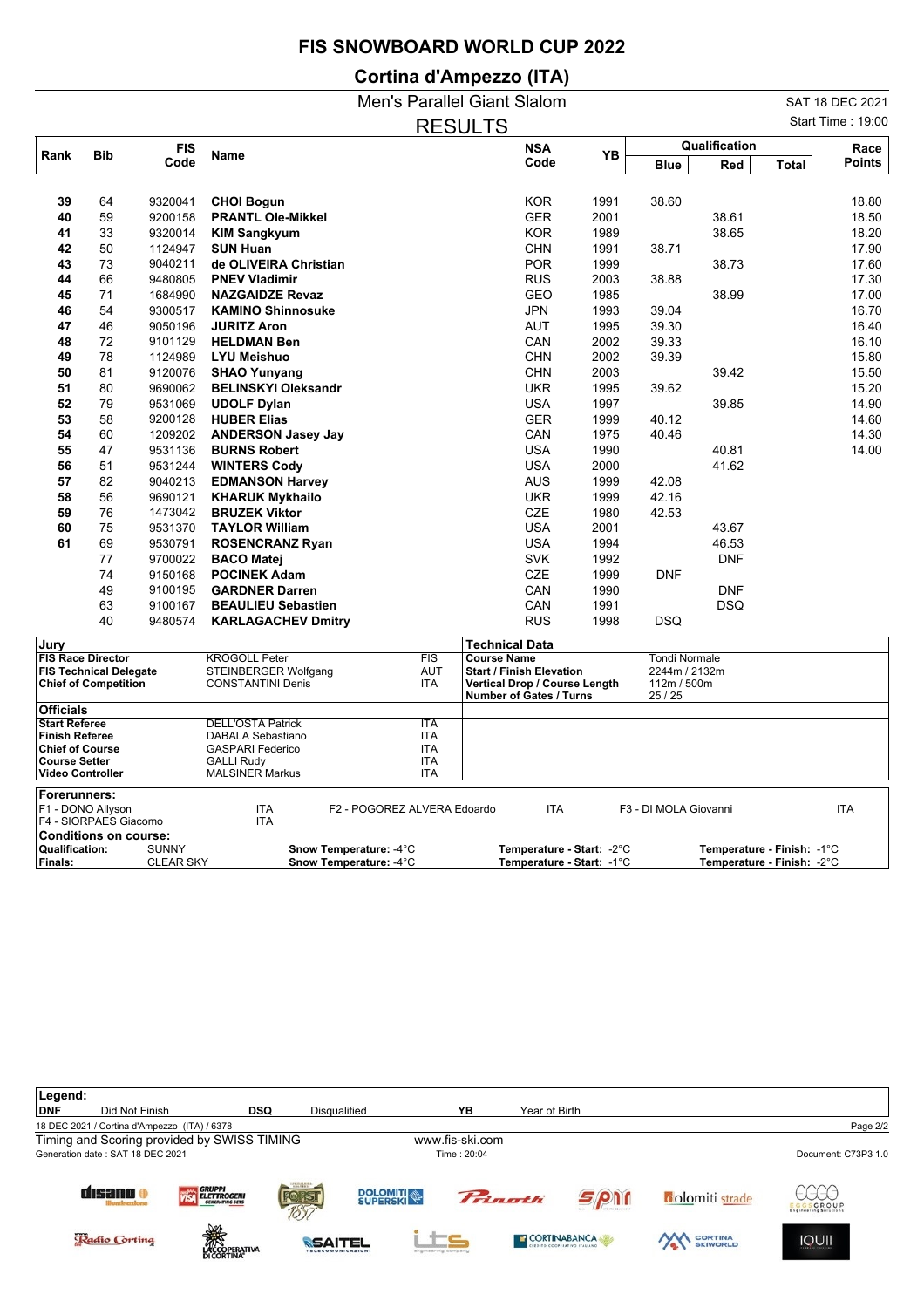# FIS SNOWBOARD WORLD CUP 2022

## Cortina d'Ampezzo (ITA)

### Men's Parallel Giant Slalom

### RESULTS

SAT 18 DEC 2021

Start Time : 19:00

| Rank | Bib | FIS Code | Name | NSA Code | YB | Qualification | | | Race Points |
|---|---|---|---|---|---|---|---|---|---|
| | | | | | | Blue | Red | Total | |
| 39 | 64 | 9320041 | **CHOI Bogun** | KOR | 1991 | 38.60 | | | 18.80 |
| 40 | 59 | 9200158 | **PRANTL Ole-Mikkel** | GER | 2001 | | 38.61 | | 18.50 |
| 41 | 33 | 9320014 | **KIM Sangkyum** | KOR | 1989 | | 38.65 | | 18.20 |
| 42 | 50 | 1124947 | **SUN Huan** | CHN | 1991 | 38.71 | | | 17.90 |
| 43 | 73 | 9040211 | **de OLIVEIRA Christian** | POR | 1999 | | 38.73 | | 17.60 |
| 44 | 66 | 9480805 | **PNEV Vladimir** | RUS | 2003 | 38.88 | | | 17.30 |
| 45 | 71 | 1684990 | **NAZGAIDZE Revaz** | GEO | 1985 | | 38.99 | | 17.00 |
| 46 | 54 | 9300517 | **KAMINO Shinnosuke** | JPN | 1993 | 39.04 | | | 16.70 |
| 47 | 46 | 9050196 | **JURITZ Aron** | AUT | 1995 | 39.30 | | | 16.40 |
| 48 | 72 | 9101129 | **HELDMAN Ben** | CAN | 2002 | 39.33 | | | 16.10 |
| 49 | 78 | 1124989 | **LYU Meishuo** | CHN | 2002 | 39.39 | | | 15.80 |
| 50 | 81 | 9120076 | **SHAO Yunyang** | CHN | 2003 | | 39.42 | | 15.50 |
| 51 | 80 | 9690062 | **BELINSKYI Oleksandr** | UKR | 1995 | 39.62 | | | 15.20 |
| 52 | 79 | 9531069 | **UDOLF Dylan** | USA | 1997 | | 39.85 | | 14.90 |
| 53 | 58 | 9200128 | **HUBER Elias** | GER | 1999 | 40.12 | | | 14.60 |
| 54 | 60 | 1209202 | **ANDERSON Jasey Jay** | CAN | 1975 | 40.46 | | | 14.30 |
| 55 | 47 | 9531136 | **BURNS Robert** | USA | 1990 | | 40.81 | | 14.00 |
| 56 | 51 | 9531244 | **WINTERS Cody** | USA | 2000 | | 41.62 | | |
| 57 | 82 | 9040213 | **EDMANSON Harvey** | AUS | 1999 | 42.08 | | | |
| 58 | 56 | 9690121 | **KHARUK Mykhailo** | UKR | 1999 | 42.16 | | | |
| 59 | 76 | 1473042 | **BRUZEK Viktor** | CZE | 1980 | 42.53 | | | |
| 60 | 75 | 9531370 | **TAYLOR William** | USA | 2001 | | 43.67 | | |
| 61 | 69 | 9530791 | **ROSENCRANZ Ryan** | USA | 1994 | | 46.53 | | |
| | 77 | 9700022 | **BACO Matej** | SVK | 1992 | | DNF | | |
| | 74 | 9150168 | **POCINEK Adam** | CZE | 1999 | DNF | | | |
| | 49 | 9100195 | **GARDNER Darren** | CAN | 1990 | | DNF | | |
| | 63 | 9100167 | **BEAULIEU Sebastien** | CAN | 1991 | | DSQ | | |
| | 40 | 9480574 | **KARLAGACHEV Dmitry** | RUS | 1998 | DSQ | | | |

| Jury | | |
|---|---|---|
| **FIS Race Director** | KROGOLL Peter | FIS |
| **FIS Technical Delegate** | STEINBERGER Wolfgang | AUT |
| **Chief of Competition** | CONSTANTINI Denis | ITA |

| Technical Data | |
|---|---|
| **Course Name** | Tondi Normale |
| **Start / Finish Elevation** | 2244m / 2132m |
| **Vertical Drop / Course Length** | 112m / 500m |
| **Number of Gates / Turns** | 25 / 25 |

| Officials | | |
|---|---|---|
| **Start Referee** | DELL'OSTA Patrick | ITA |
| **Finish Referee** | DABALA Sebastiano | ITA |
| **Chief of Course** | GASPARI Federico | ITA |
| **Course Setter** | GALLI Rudy | ITA |
| **Video Controller** | MALSINER Markus | ITA |

**Forerunners:**

F1 - DONO Allyson ITA — F2 - POGOREZ ALVERA Edoardo ITA — F3 - DI MOLA Giovanni ITA

F4 - SIORPAES Giacomo ITA

**Conditions on course:**

| | | | | |
|---|---|---|---|---|
| **Qualification:** | SUNNY | **Snow Temperature:** -4°C | **Temperature - Start:** -2°C | **Temperature - Finish:** -1°C |
| **Finals:** | CLEAR SKY | **Snow Temperature:** -4°C | **Temperature - Start:** -1°C | **Temperature - Finish:** -2°C |

**Legend:**

**DNF** Did Not Finish — **DSQ** Disqualified — **YB** Year of Birth

18 DEC 2021 / Cortina d'Ampezzo (ITA) / 6378

Timing and Scoring provided by SWISS TIMING — www.fis-ski.com

Generation date : SAT 18 DEC 2021 — Time : 20:04 — Document: C73P3 1.0